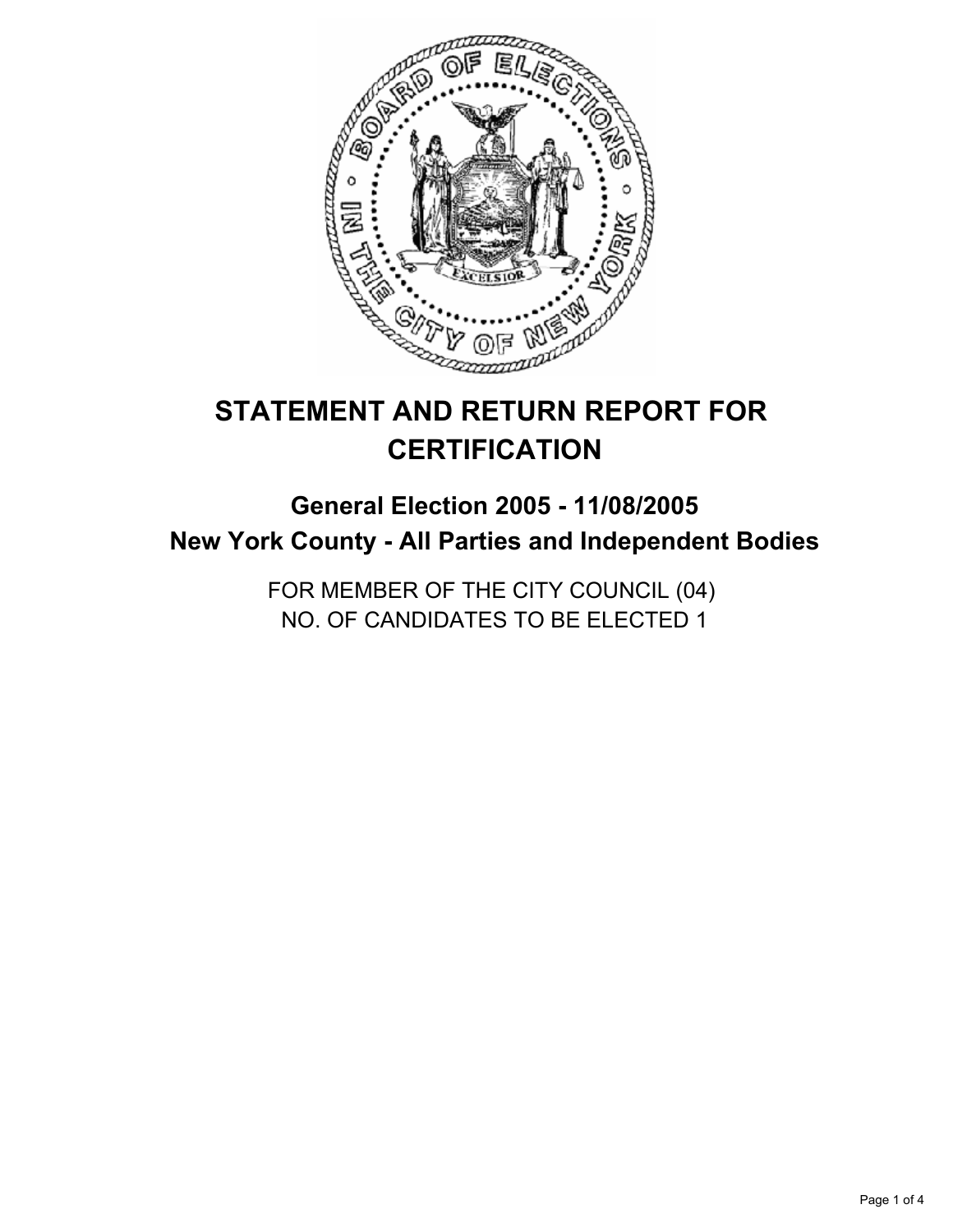# STATEMENT AND RETURN REPORT FOR CERTIFICATION

## General Election 2005 - 11/08/2005
## New York County - All Parties and Independent Bodies

FOR MEMBER OF THE CITY COUNCIL (04)
NO. OF CANDIDATES TO BE ELECTED 1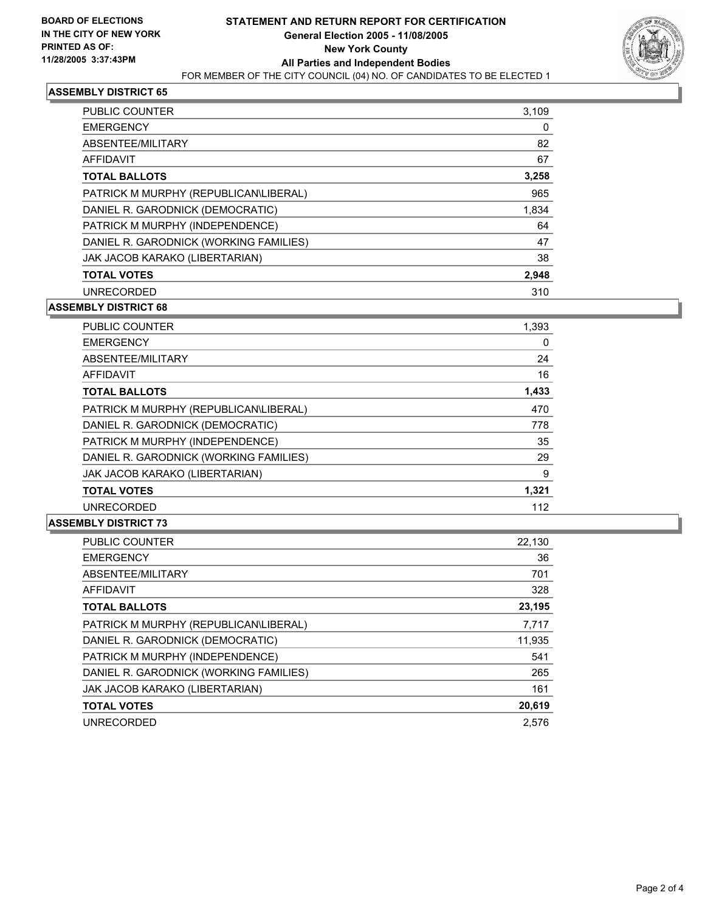**BOARD OF ELECTIONS IN THE CITY OF NEW YORK PRINTED AS OF: 11/28/2005 3:37:43PM**

# STATEMENT AND RETURN REPORT FOR CERTIFICATION
## General Election 2005 - 11/08/2005
## New York County
## All Parties and Independent Bodies
FOR MEMBER OF THE CITY COUNCIL (04) NO. OF CANDIDATES TO BE ELECTED 1

### ASSEMBLY DISTRICT 65

| | |
|---|---|
| PUBLIC COUNTER | 3,109 |
| EMERGENCY | 0 |
| ABSENTEE/MILITARY | 82 |
| AFFIDAVIT | 67 |
| **TOTAL BALLOTS** | **3,258** |
| PATRICK M MURPHY (REPUBLICAN\LIBERAL) | 965 |
| DANIEL R. GARODNICK (DEMOCRATIC) | 1,834 |
| PATRICK M MURPHY (INDEPENDENCE) | 64 |
| DANIEL R. GARODNICK (WORKING FAMILIES) | 47 |
| JAK JACOB KARAKO (LIBERTARIAN) | 38 |
| **TOTAL VOTES** | **2,948** |
| UNRECORDED | 310 |

### ASSEMBLY DISTRICT 68

| | |
|---|---|
| PUBLIC COUNTER | 1,393 |
| EMERGENCY | 0 |
| ABSENTEE/MILITARY | 24 |
| AFFIDAVIT | 16 |
| **TOTAL BALLOTS** | **1,433** |
| PATRICK M MURPHY (REPUBLICAN\LIBERAL) | 470 |
| DANIEL R. GARODNICK (DEMOCRATIC) | 778 |
| PATRICK M MURPHY (INDEPENDENCE) | 35 |
| DANIEL R. GARODNICK (WORKING FAMILIES) | 29 |
| JAK JACOB KARAKO (LIBERTARIAN) | 9 |
| **TOTAL VOTES** | **1,321** |
| UNRECORDED | 112 |

### ASSEMBLY DISTRICT 73

| | |
|---|---|
| PUBLIC COUNTER | 22,130 |
| EMERGENCY | 36 |
| ABSENTEE/MILITARY | 701 |
| AFFIDAVIT | 328 |
| **TOTAL BALLOTS** | **23,195** |
| PATRICK M MURPHY (REPUBLICAN\LIBERAL) | 7,717 |
| DANIEL R. GARODNICK (DEMOCRATIC) | 11,935 |
| PATRICK M MURPHY (INDEPENDENCE) | 541 |
| DANIEL R. GARODNICK (WORKING FAMILIES) | 265 |
| JAK JACOB KARAKO (LIBERTARIAN) | 161 |
| **TOTAL VOTES** | **20,619** |
| UNRECORDED | 2,576 |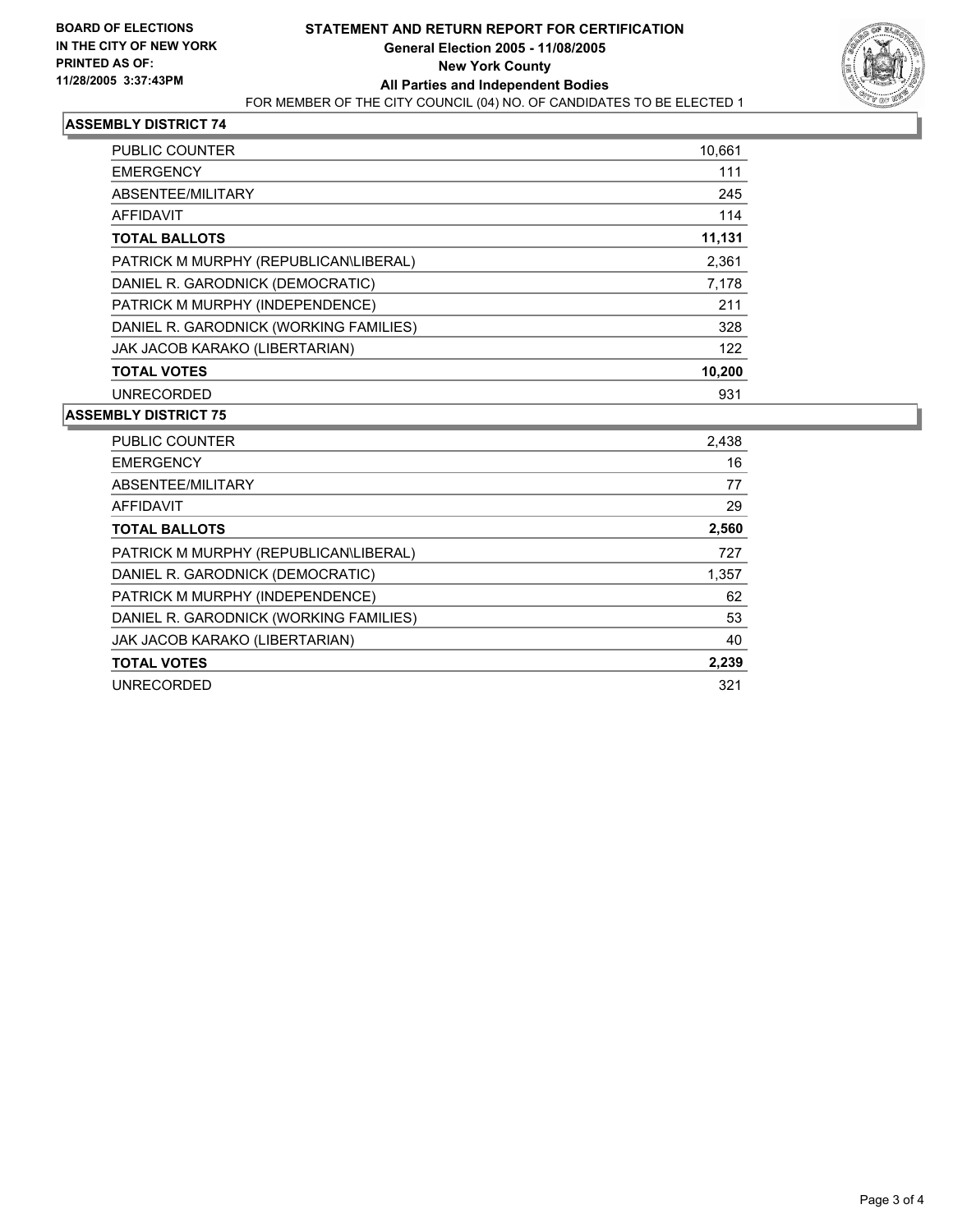**BOARD OF ELECTIONS IN THE CITY OF NEW YORK PRINTED AS OF: 11/28/2005 3:37:43PM**

# STATEMENT AND RETURN REPORT FOR CERTIFICATION
## General Election 2005 - 11/08/2005
## New York County
## All Parties and Independent Bodies

FOR MEMBER OF THE CITY COUNCIL (04) NO. OF CANDIDATES TO BE ELECTED 1

### ASSEMBLY DISTRICT 74

| | |
|---|---|
| PUBLIC COUNTER | 10,661 |
| EMERGENCY | 111 |
| ABSENTEE/MILITARY | 245 |
| AFFIDAVIT | 114 |
| **TOTAL BALLOTS** | **11,131** |
| PATRICK M MURPHY (REPUBLICAN\LIBERAL) | 2,361 |
| DANIEL R. GARODNICK (DEMOCRATIC) | 7,178 |
| PATRICK M MURPHY (INDEPENDENCE) | 211 |
| DANIEL R. GARODNICK (WORKING FAMILIES) | 328 |
| JAK JACOB KARAKO (LIBERTARIAN) | 122 |
| **TOTAL VOTES** | **10,200** |
| UNRECORDED | 931 |

### ASSEMBLY DISTRICT 75

| | |
|---|---|
| PUBLIC COUNTER | 2,438 |
| EMERGENCY | 16 |
| ABSENTEE/MILITARY | 77 |
| AFFIDAVIT | 29 |
| **TOTAL BALLOTS** | **2,560** |
| PATRICK M MURPHY (REPUBLICAN\LIBERAL) | 727 |
| DANIEL R. GARODNICK (DEMOCRATIC) | 1,357 |
| PATRICK M MURPHY (INDEPENDENCE) | 62 |
| DANIEL R. GARODNICK (WORKING FAMILIES) | 53 |
| JAK JACOB KARAKO (LIBERTARIAN) | 40 |
| **TOTAL VOTES** | **2,239** |
| UNRECORDED | 321 |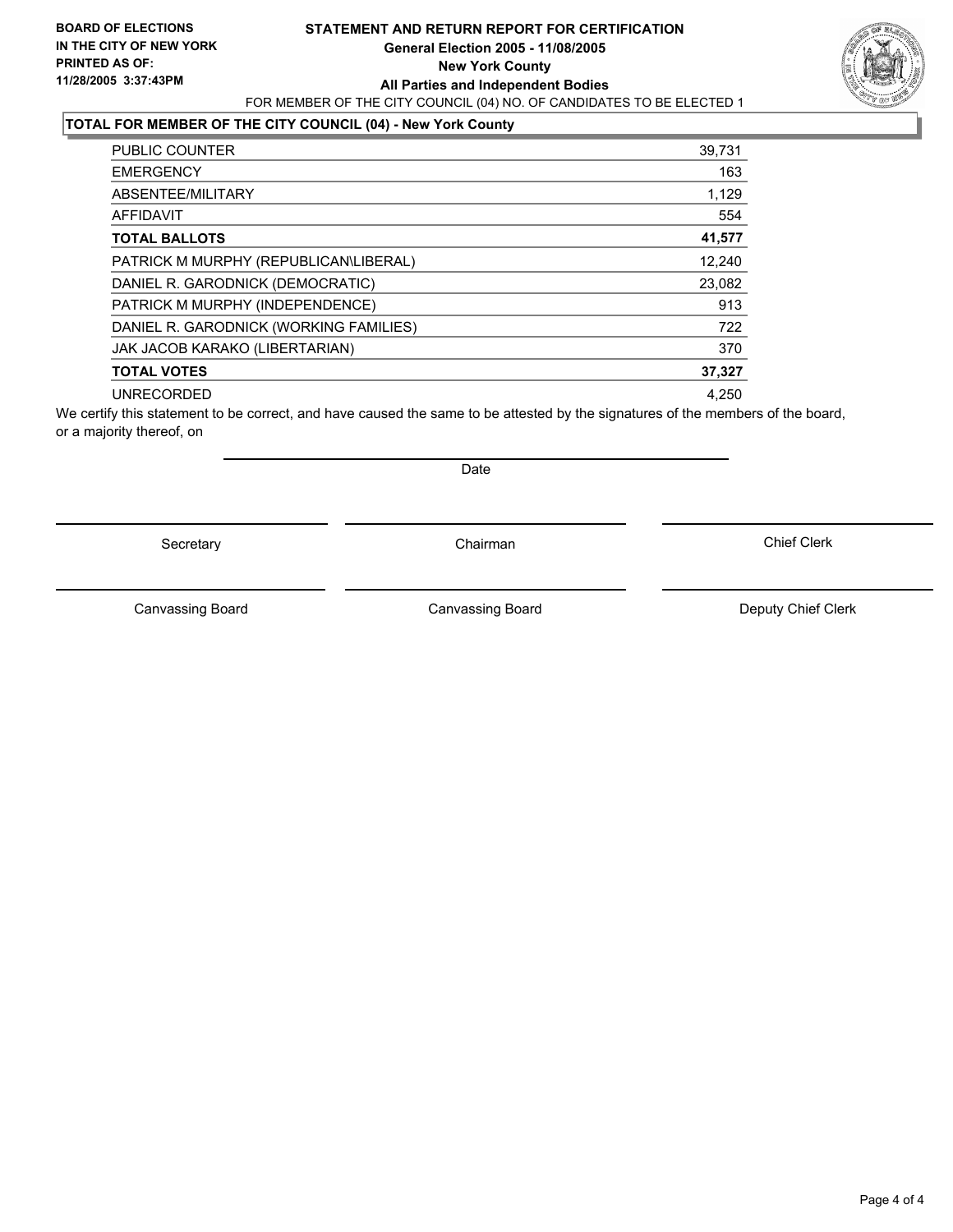**BOARD OF ELECTIONS IN THE CITY OF NEW YORK**
**PRINTED AS OF:**
**11/28/2005 3:37:43PM**

**STATEMENT AND RETURN REPORT FOR CERTIFICATION**
**General Election 2005 - 11/08/2005**
**New York County**
**All Parties and Independent Bodies**

FOR MEMBER OF THE CITY COUNCIL (04) NO. OF CANDIDATES TO BE ELECTED 1

**TOTAL FOR MEMBER OF THE CITY COUNCIL (04) - New York County**

| | |
|---|---|
| PUBLIC COUNTER | 39,731 |
| EMERGENCY | 163 |
| ABSENTEE/MILITARY | 1,129 |
| AFFIDAVIT | 554 |
| **TOTAL BALLOTS** | **41,577** |
| PATRICK M MURPHY (REPUBLICAN\LIBERAL) | 12,240 |
| DANIEL R. GARODNICK (DEMOCRATIC) | 23,082 |
| PATRICK M MURPHY (INDEPENDENCE) | 913 |
| DANIEL R. GARODNICK (WORKING FAMILIES) | 722 |
| JAK JACOB KARAKO (LIBERTARIAN) | 370 |
| **TOTAL VOTES** | **37,327** |
| UNRECORDED | 4,250 |

We certify this statement to be correct, and have caused the same to be attested by the signatures of the members of the board, or a majority thereof, on

Date

Secretary

Chairman

Chief Clerk

Canvassing Board

Canvassing Board

Deputy Chief Clerk